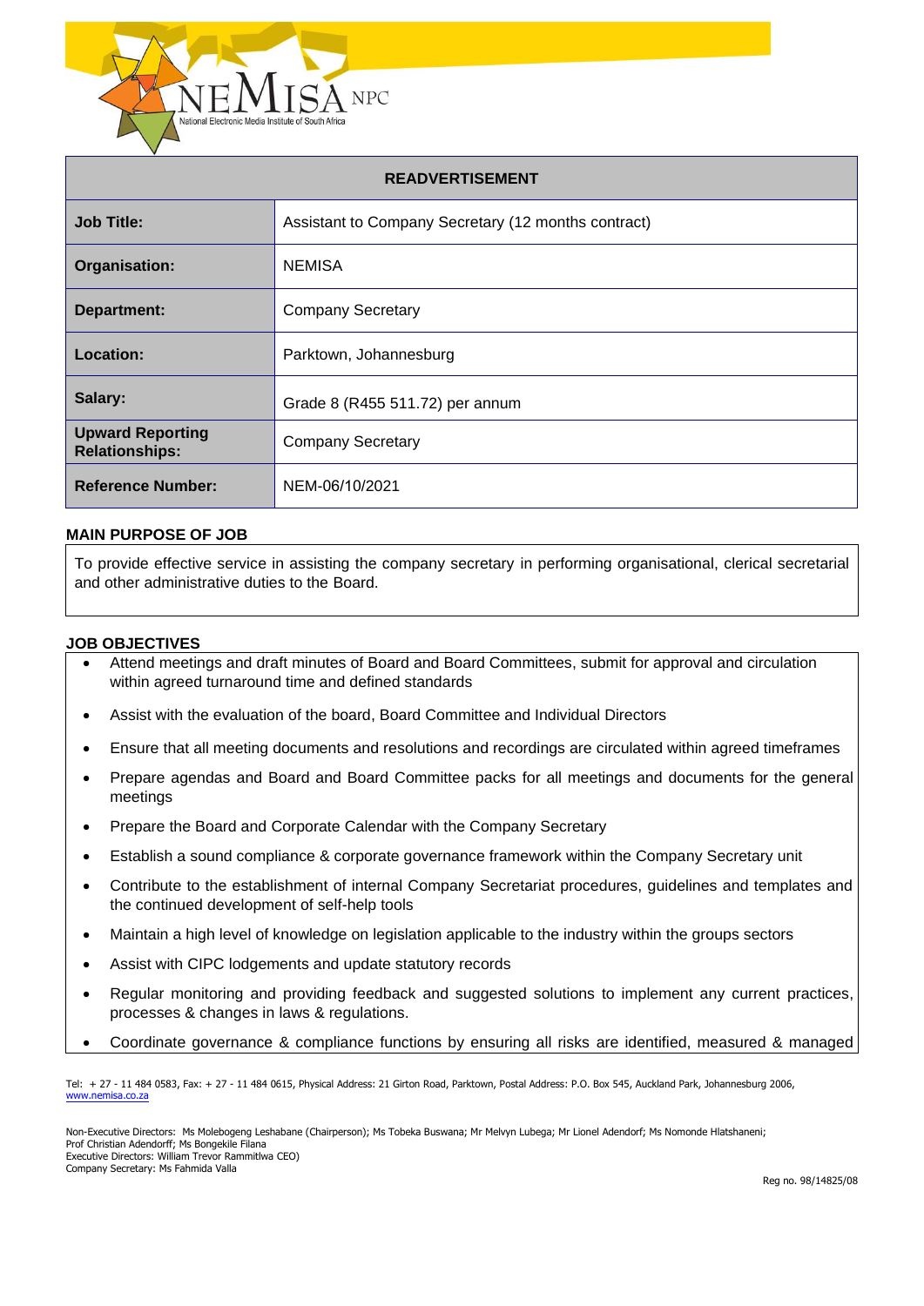| READVERTISEMENT | |
|---|---|
| **Job Title:** | Assistant to Company Secretary (12 months contract) |
| **Organisation:** | NEMISA |
| **Department:** | Company Secretary |
| **Location:** | Parktown, Johannesburg |
| **Salary:** | Grade 8 (R455 511.72) per annum |
| **Upward Reporting Relationships:** | Company Secretary |
| **Reference Number:** | NEM-06/10/2021 |

**MAIN PURPOSE OF JOB**

To provide effective service in assisting the company secretary in performing organisational, clerical secretarial and other administrative duties to the Board.

**JOB OBJECTIVES**

- Attend meetings and draft minutes of Board and Board Committees, submit for approval and circulation within agreed turnaround time and defined standards
- Assist with the evaluation of the board, Board Committee and Individual Directors
- Ensure that all meeting documents and resolutions and recordings are circulated within agreed timeframes
- Prepare agendas and Board and Board Committee packs for all meetings and documents for the general meetings
- Prepare the Board and Corporate Calendar with the Company Secretary
- Establish a sound compliance & corporate governance framework within the Company Secretary unit
- Contribute to the establishment of internal Company Secretariat procedures, guidelines and templates and the continued development of self-help tools
- Maintain a high level of knowledge on legislation applicable to the industry within the groups sectors
- Assist with CIPC lodgements and update statutory records
- Regular monitoring and providing feedback and suggested solutions to implement any current practices, processes & changes in laws & regulations.
- Coordinate governance & compliance functions by ensuring all risks are identified, measured & managed

Tel: + 27 - 11 484 0583, Fax: + 27 - 11 484 0615, Physical Address: 21 Girton Road, Parktown, Postal Address: P.O. Box 545, Auckland Park, Johannesburg 2006, www.nemisa.co.za

Non-Executive Directors: Ms Molebogeng Leshabane (Chairperson); Ms Tobeka Buswana; Mr Melvyn Lubega; Mr Lionel Adendorf; Ms Nomonde Hlatshaneni; Prof Christian Adendorff; Ms Bongekile Filana
Executive Directors: William Trevor Rammitlwa CEO)
Company Secretary: Ms Fahmida Valla

Reg no. 98/14825/08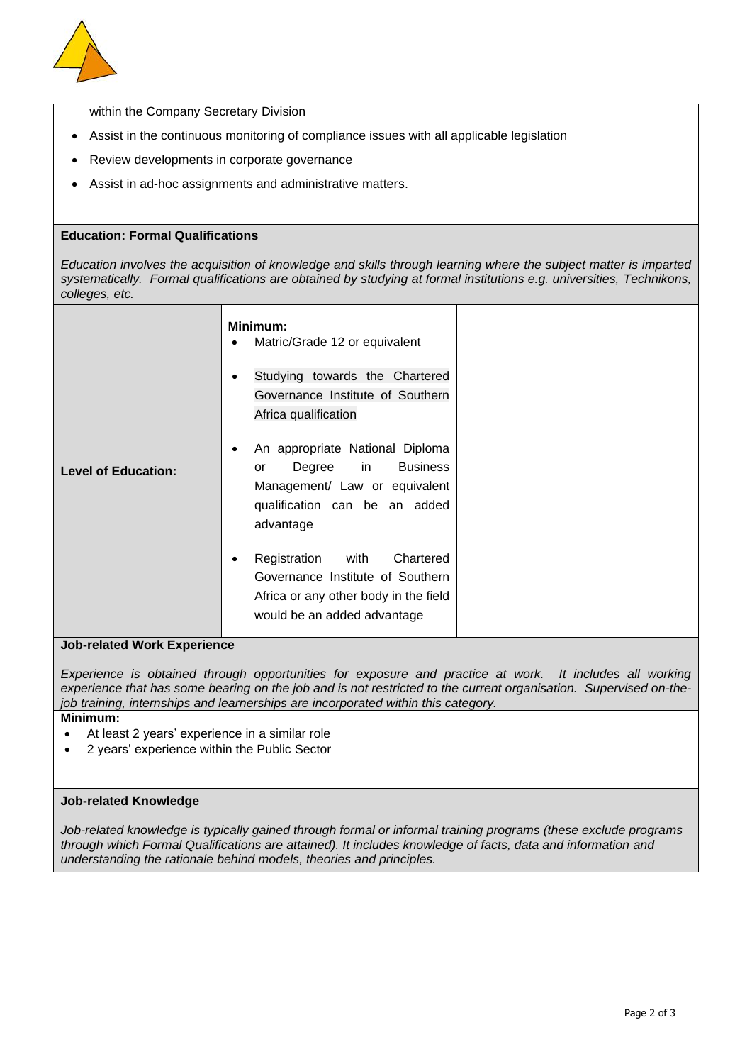within the Company Secretary Division

- Assist in the continuous monitoring of compliance issues with all applicable legislation
- Review developments in corporate governance
- Assist in ad-hoc assignments and administrative matters.

**Education: Formal Qualifications**

*Education involves the acquisition of knowledge and skills through learning where the subject matter is imparted systematically. Formal qualifications are obtained by studying at formal institutions e.g. universities, Technikons, colleges, etc.*

| | | |
|---|---|---|
| **Level of Education:** | **Minimum:**<br>• Matric/Grade 12 or equivalent<br>• Studying towards the Chartered Governance Institute of Southern Africa qualification<br>• An appropriate National Diploma or Degree in Business Management/ Law or equivalent qualification can be an added advantage<br>• Registration with Chartered Governance Institute of Southern Africa or any other body in the field would be an added advantage | |

**Job-related Work Experience**

*Experience is obtained through opportunities for exposure and practice at work. It includes all working experience that has some bearing on the job and is not restricted to the current organisation. Supervised on-the-job training, internships and learnerships are incorporated within this category.*

**Minimum:**

- At least 2 years' experience in a similar role
- 2 years' experience within the Public Sector

**Job-related Knowledge**

*Job-related knowledge is typically gained through formal or informal training programs (these exclude programs through which Formal Qualifications are attained). It includes knowledge of facts, data and information and understanding the rationale behind models, theories and principles.*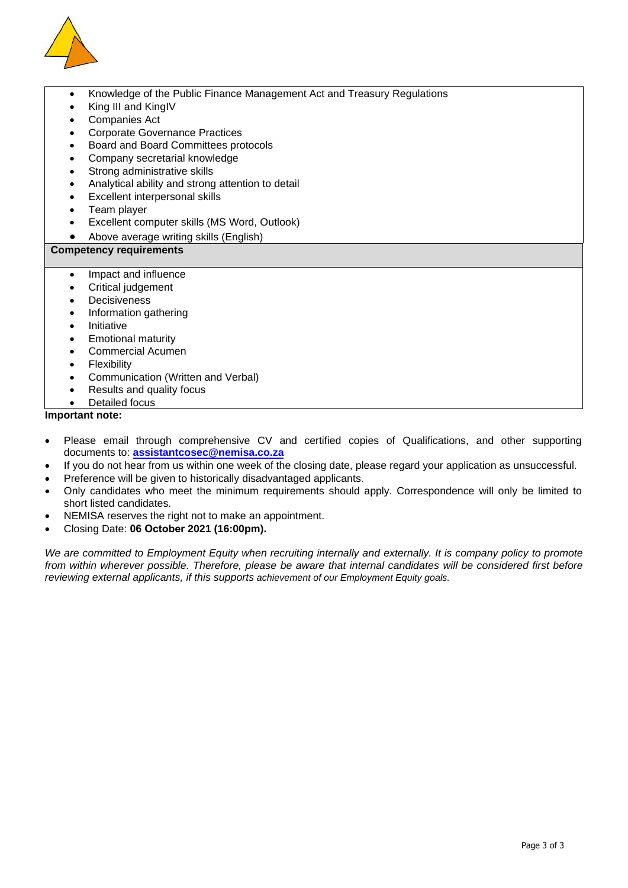- Knowledge of the Public Finance Management Act and Treasury Regulations
- King III and KingIV
- Companies Act
- Corporate Governance Practices
- Board and Board Committees protocols
- Company secretarial knowledge
- Strong administrative skills
- Analytical ability and strong attention to detail
- Excellent interpersonal skills
- Team player
- Excellent computer skills (MS Word, Outlook)
- Above average writing skills (English)

**Competency requirements**

- Impact and influence
- Critical judgement
- Decisiveness
- Information gathering
- Initiative
- Emotional maturity
- Commercial Acumen
- Flexibility
- Communication (Written and Verbal)
- Results and quality focus
- Detailed focus

**Important note:**

- Please email through comprehensive CV and certified copies of Qualifications, and other supporting documents to: **assistantcosec@nemisa.co.za**
- If you do not hear from us within one week of the closing date, please regard your application as unsuccessful.
- Preference will be given to historically disadvantaged applicants.
- Only candidates who meet the minimum requirements should apply. Correspondence will only be limited to short listed candidates.
- NEMISA reserves the right not to make an appointment.
- Closing Date: **06 October 2021 (16:00pm).**

*We are committed to Employment Equity when recruiting internally and externally. It is company policy to promote from within wherever possible. Therefore, please be aware that internal candidates will be considered first before reviewing external applicants, if this supports achievement of our Employment Equity goals.*